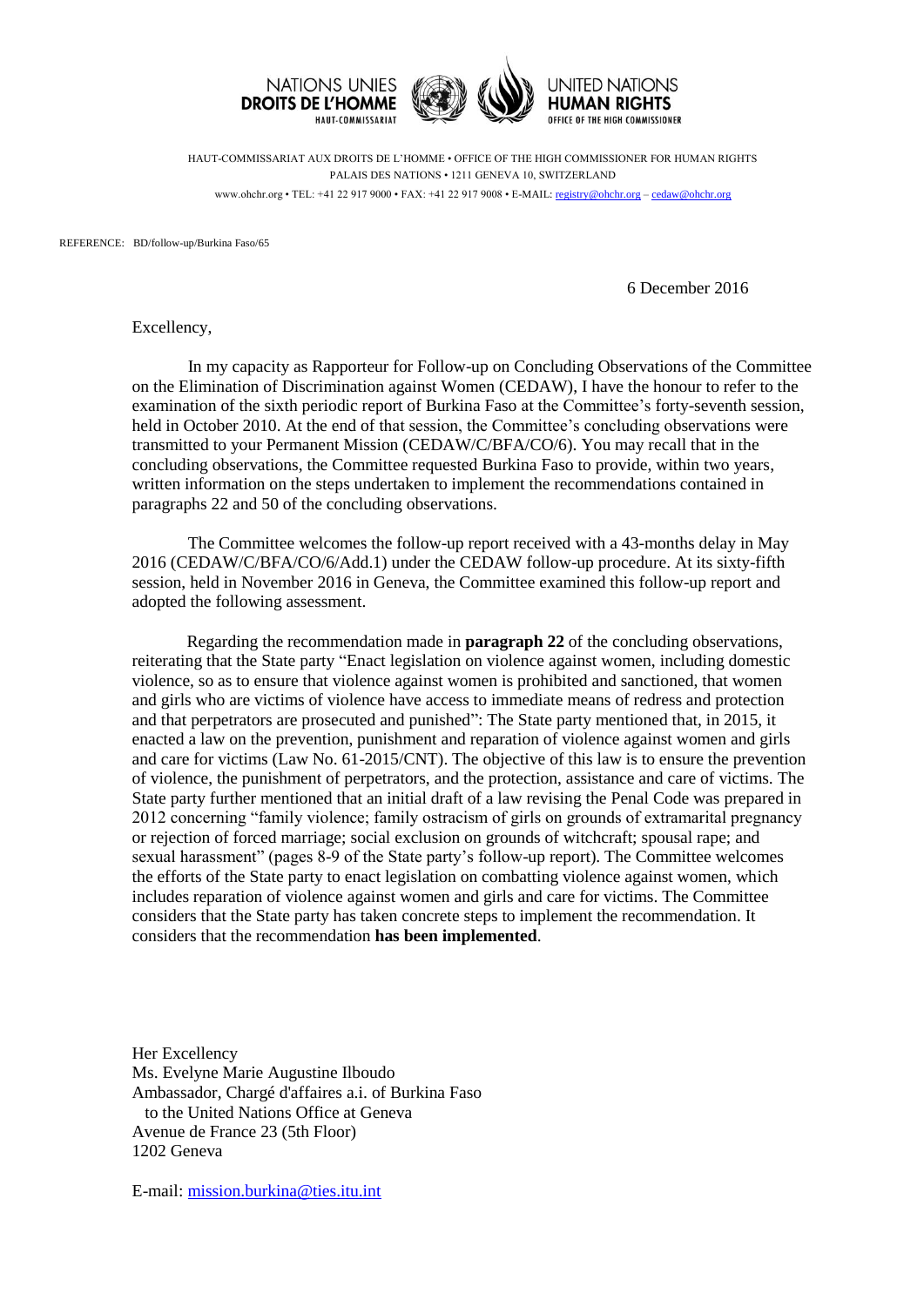NATIONS UNIES
**DROITS DE L'HOMME**
HAUT-COMMISSARIAT

UNITED NATIONS
**HUMAN RIGHTS**
OFFICE OF THE HIGH COMMISSIONER

HAUT-COMMISSARIAT AUX DROITS DE L'HOMME • OFFICE OF THE HIGH COMMISSIONER FOR HUMAN RIGHTS
PALAIS DES NATIONS • 1211 GENEVA 10, SWITZERLAND
www.ohchr.org • TEL: +41 22 917 9000 • FAX: +41 22 917 9008 • E-MAIL: registry@ohchr.org – cedaw@ohchr.org

REFERENCE: BD/follow-up/Burkina Faso/65

6 December 2016

Excellency,

In my capacity as Rapporteur for Follow-up on Concluding Observations of the Committee on the Elimination of Discrimination against Women (CEDAW), I have the honour to refer to the examination of the sixth periodic report of Burkina Faso at the Committee's forty-seventh session, held in October 2010. At the end of that session, the Committee's concluding observations were transmitted to your Permanent Mission (CEDAW/C/BFA/CO/6). You may recall that in the concluding observations, the Committee requested Burkina Faso to provide, within two years, written information on the steps undertaken to implement the recommendations contained in paragraphs 22 and 50 of the concluding observations.

The Committee welcomes the follow-up report received with a 43-months delay in May 2016 (CEDAW/C/BFA/CO/6/Add.1) under the CEDAW follow-up procedure. At its sixty-fifth session, held in November 2016 in Geneva, the Committee examined this follow-up report and adopted the following assessment.

Regarding the recommendation made in **paragraph 22** of the concluding observations, reiterating that the State party "Enact legislation on violence against women, including domestic violence, so as to ensure that violence against women is prohibited and sanctioned, that women and girls who are victims of violence have access to immediate means of redress and protection and that perpetrators are prosecuted and punished": The State party mentioned that, in 2015, it enacted a law on the prevention, punishment and reparation of violence against women and girls and care for victims (Law No. 61-2015/CNT). The objective of this law is to ensure the prevention of violence, the punishment of perpetrators, and the protection, assistance and care of victims. The State party further mentioned that an initial draft of a law revising the Penal Code was prepared in 2012 concerning "family violence; family ostracism of girls on grounds of extramarital pregnancy or rejection of forced marriage; social exclusion on grounds of witchcraft; spousal rape; and sexual harassment" (pages 8-9 of the State party's follow-up report). The Committee welcomes the efforts of the State party to enact legislation on combatting violence against women, which includes reparation of violence against women and girls and care for victims. The Committee considers that the State party has taken concrete steps to implement the recommendation. It considers that the recommendation **has been implemented**.

Her Excellency
Ms. Evelyne Marie Augustine Ilboudo
Ambassador, Chargé d'affaires a.i. of Burkina Faso
to the United Nations Office at Geneva
Avenue de France 23 (5th Floor)
1202 Geneva

E-mail: mission.burkina@ties.itu.int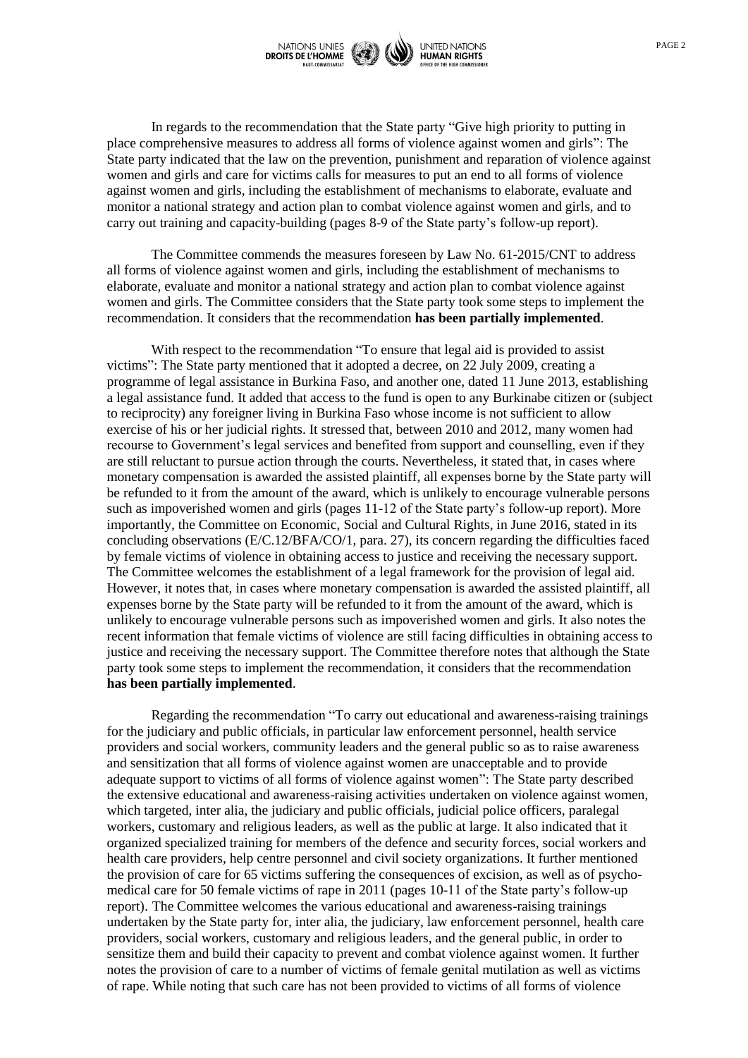In regards to the recommendation that the State party "Give high priority to putting in place comprehensive measures to address all forms of violence against women and girls": The State party indicated that the law on the prevention, punishment and reparation of violence against women and girls and care for victims calls for measures to put an end to all forms of violence against women and girls, including the establishment of mechanisms to elaborate, evaluate and monitor a national strategy and action plan to combat violence against women and girls, and to carry out training and capacity-building (pages 8-9 of the State party's follow-up report).

The Committee commends the measures foreseen by Law No. 61-2015/CNT to address all forms of violence against women and girls, including the establishment of mechanisms to elaborate, evaluate and monitor a national strategy and action plan to combat violence against women and girls. The Committee considers that the State party took some steps to implement the recommendation. It considers that the recommendation **has been partially implemented**.

With respect to the recommendation "To ensure that legal aid is provided to assist victims": The State party mentioned that it adopted a decree, on 22 July 2009, creating a programme of legal assistance in Burkina Faso, and another one, dated 11 June 2013, establishing a legal assistance fund. It added that access to the fund is open to any Burkinabe citizen or (subject to reciprocity) any foreigner living in Burkina Faso whose income is not sufficient to allow exercise of his or her judicial rights. It stressed that, between 2010 and 2012, many women had recourse to Government's legal services and benefited from support and counselling, even if they are still reluctant to pursue action through the courts. Nevertheless, it stated that, in cases where monetary compensation is awarded the assisted plaintiff, all expenses borne by the State party will be refunded to it from the amount of the award, which is unlikely to encourage vulnerable persons such as impoverished women and girls (pages 11-12 of the State party's follow-up report). More importantly, the Committee on Economic, Social and Cultural Rights, in June 2016, stated in its concluding observations (E/C.12/BFA/CO/1, para. 27), its concern regarding the difficulties faced by female victims of violence in obtaining access to justice and receiving the necessary support. The Committee welcomes the establishment of a legal framework for the provision of legal aid. However, it notes that, in cases where monetary compensation is awarded the assisted plaintiff, all expenses borne by the State party will be refunded to it from the amount of the award, which is unlikely to encourage vulnerable persons such as impoverished women and girls. It also notes the recent information that female victims of violence are still facing difficulties in obtaining access to justice and receiving the necessary support. The Committee therefore notes that although the State party took some steps to implement the recommendation, it considers that the recommendation **has been partially implemented**.

Regarding the recommendation "To carry out educational and awareness-raising trainings for the judiciary and public officials, in particular law enforcement personnel, health service providers and social workers, community leaders and the general public so as to raise awareness and sensitization that all forms of violence against women are unacceptable and to provide adequate support to victims of all forms of violence against women": The State party described the extensive educational and awareness-raising activities undertaken on violence against women, which targeted, inter alia, the judiciary and public officials, judicial police officers, paralegal workers, customary and religious leaders, as well as the public at large. It also indicated that it organized specialized training for members of the defence and security forces, social workers and health care providers, help centre personnel and civil society organizations. It further mentioned the provision of care for 65 victims suffering the consequences of excision, as well as of psycho-medical care for 50 female victims of rape in 2011 (pages 10-11 of the State party's follow-up report). The Committee welcomes the various educational and awareness-raising trainings undertaken by the State party for, inter alia, the judiciary, law enforcement personnel, health care providers, social workers, customary and religious leaders, and the general public, in order to sensitize them and build their capacity to prevent and combat violence against women. It further notes the provision of care to a number of victims of female genital mutilation as well as victims of rape. While noting that such care has not been provided to victims of all forms of violence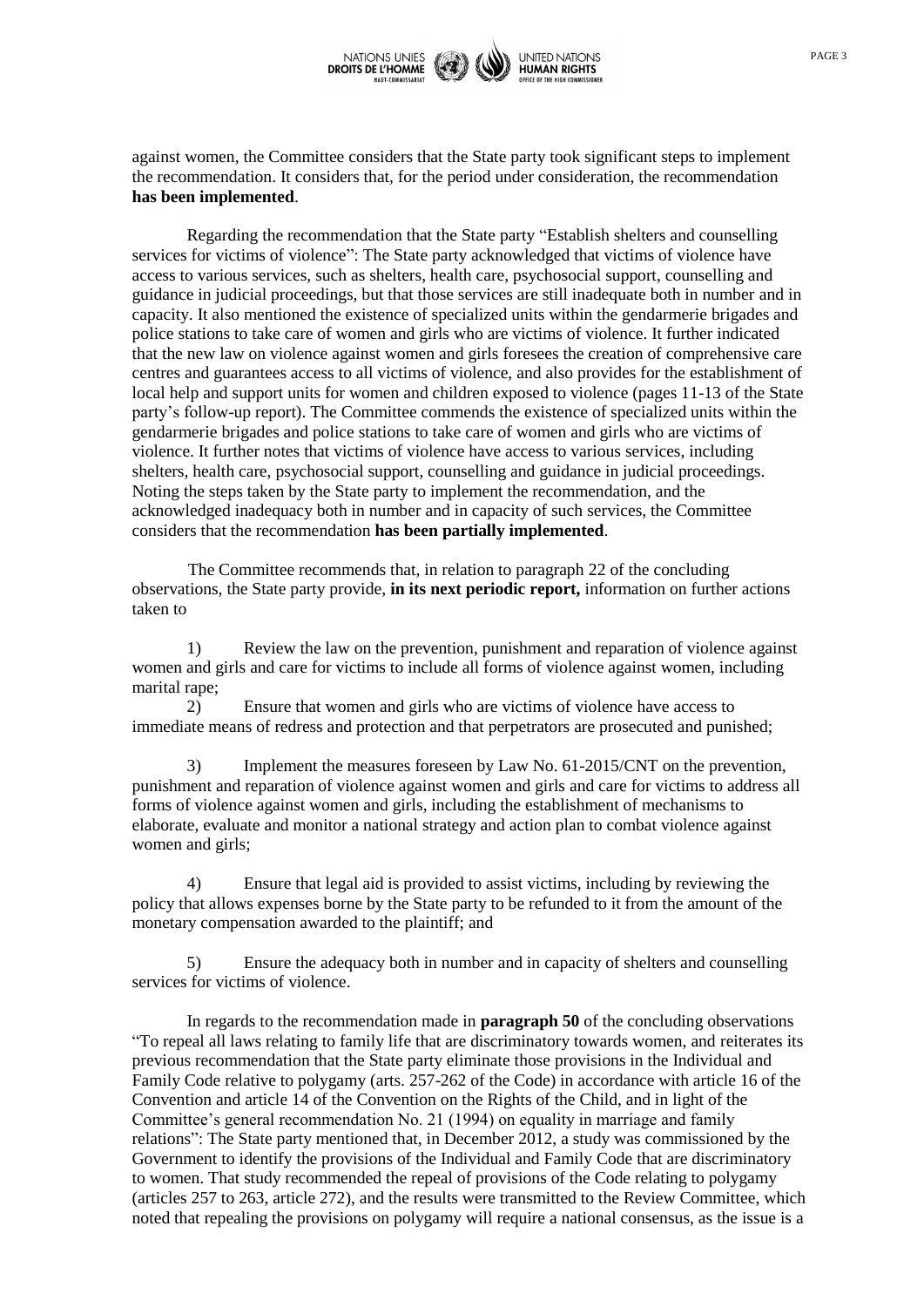against women, the Committee considers that the State party took significant steps to implement the recommendation. It considers that, for the period under consideration, the recommendation **has been implemented**.

Regarding the recommendation that the State party "Establish shelters and counselling services for victims of violence": The State party acknowledged that victims of violence have access to various services, such as shelters, health care, psychosocial support, counselling and guidance in judicial proceedings, but that those services are still inadequate both in number and in capacity. It also mentioned the existence of specialized units within the gendarmerie brigades and police stations to take care of women and girls who are victims of violence. It further indicated that the new law on violence against women and girls foresees the creation of comprehensive care centres and guarantees access to all victims of violence, and also provides for the establishment of local help and support units for women and children exposed to violence (pages 11-13 of the State party's follow-up report). The Committee commends the existence of specialized units within the gendarmerie brigades and police stations to take care of women and girls who are victims of violence. It further notes that victims of violence have access to various services, including shelters, health care, psychosocial support, counselling and guidance in judicial proceedings. Noting the steps taken by the State party to implement the recommendation, and the acknowledged inadequacy both in number and in capacity of such services, the Committee considers that the recommendation **has been partially implemented**.

The Committee recommends that, in relation to paragraph 22 of the concluding observations, the State party provide, **in its next periodic report,** information on further actions taken to

1) Review the law on the prevention, punishment and reparation of violence against women and girls and care for victims to include all forms of violence against women, including marital rape;

2) Ensure that women and girls who are victims of violence have access to immediate means of redress and protection and that perpetrators are prosecuted and punished;

3) Implement the measures foreseen by Law No. 61-2015/CNT on the prevention, punishment and reparation of violence against women and girls and care for victims to address all forms of violence against women and girls, including the establishment of mechanisms to elaborate, evaluate and monitor a national strategy and action plan to combat violence against women and girls;

4) Ensure that legal aid is provided to assist victims, including by reviewing the policy that allows expenses borne by the State party to be refunded to it from the amount of the monetary compensation awarded to the plaintiff; and

5) Ensure the adequacy both in number and in capacity of shelters and counselling services for victims of violence.

In regards to the recommendation made in **paragraph 50** of the concluding observations "To repeal all laws relating to family life that are discriminatory towards women, and reiterates its previous recommendation that the State party eliminate those provisions in the Individual and Family Code relative to polygamy (arts. 257-262 of the Code) in accordance with article 16 of the Convention and article 14 of the Convention on the Rights of the Child, and in light of the Committee's general recommendation No. 21 (1994) on equality in marriage and family relations": The State party mentioned that, in December 2012, a study was commissioned by the Government to identify the provisions of the Individual and Family Code that are discriminatory to women. That study recommended the repeal of provisions of the Code relating to polygamy (articles 257 to 263, article 272), and the results were transmitted to the Review Committee, which noted that repealing the provisions on polygamy will require a national consensus, as the issue is a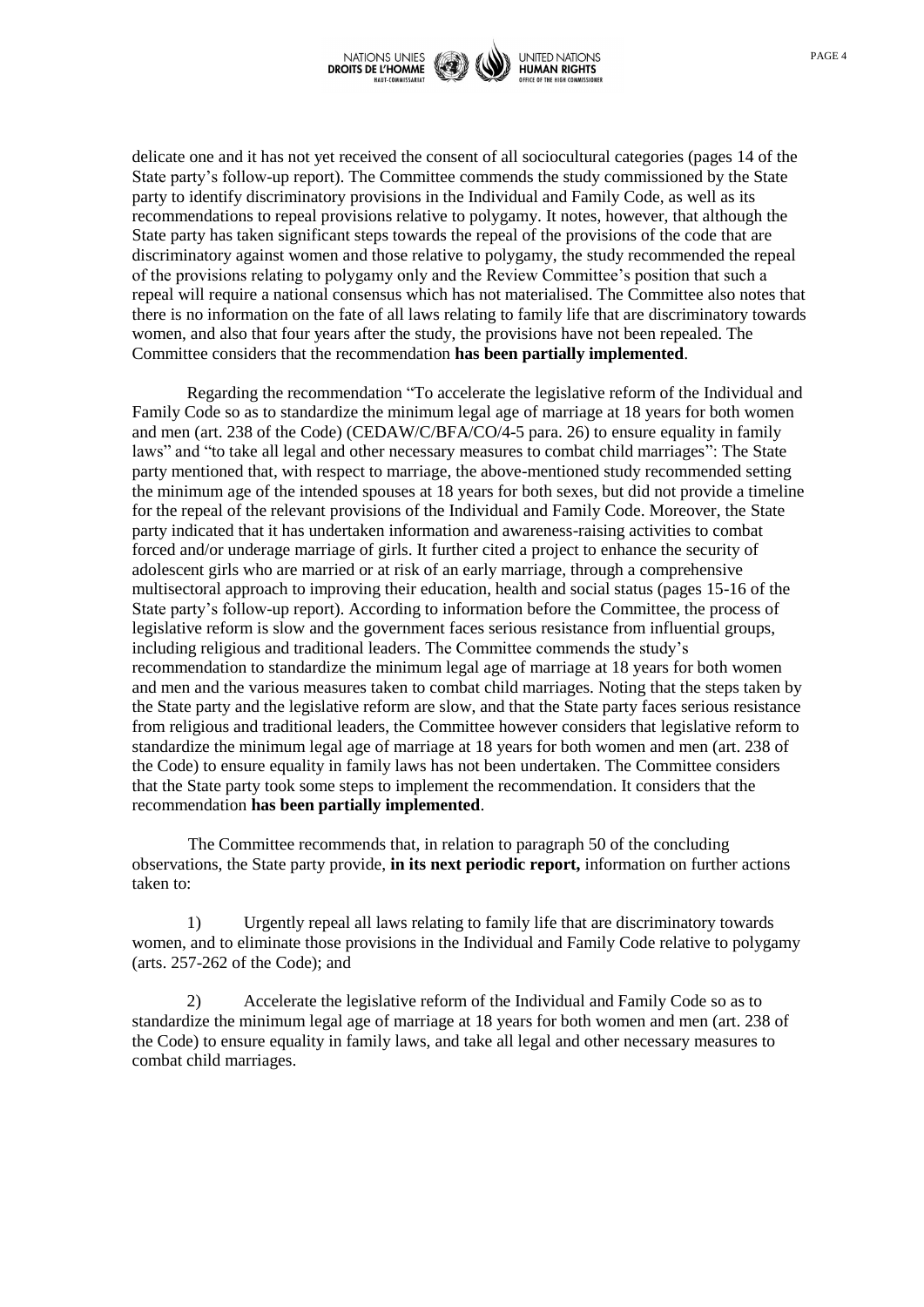delicate one and it has not yet received the consent of all sociocultural categories (pages 14 of the State party's follow-up report). The Committee commends the study commissioned by the State party to identify discriminatory provisions in the Individual and Family Code, as well as its recommendations to repeal provisions relative to polygamy. It notes, however, that although the State party has taken significant steps towards the repeal of the provisions of the code that are discriminatory against women and those relative to polygamy, the study recommended the repeal of the provisions relating to polygamy only and the Review Committee's position that such a repeal will require a national consensus which has not materialised. The Committee also notes that there is no information on the fate of all laws relating to family life that are discriminatory towards women, and also that four years after the study, the provisions have not been repealed. The Committee considers that the recommendation **has been partially implemented**.

Regarding the recommendation "To accelerate the legislative reform of the Individual and Family Code so as to standardize the minimum legal age of marriage at 18 years for both women and men (art. 238 of the Code) (CEDAW/C/BFA/CO/4-5 para. 26) to ensure equality in family laws" and "to take all legal and other necessary measures to combat child marriages": The State party mentioned that, with respect to marriage, the above-mentioned study recommended setting the minimum age of the intended spouses at 18 years for both sexes, but did not provide a timeline for the repeal of the relevant provisions of the Individual and Family Code. Moreover, the State party indicated that it has undertaken information and awareness-raising activities to combat forced and/or underage marriage of girls. It further cited a project to enhance the security of adolescent girls who are married or at risk of an early marriage, through a comprehensive multisectoral approach to improving their education, health and social status (pages 15-16 of the State party's follow-up report). According to information before the Committee, the process of legislative reform is slow and the government faces serious resistance from influential groups, including religious and traditional leaders. The Committee commends the study's recommendation to standardize the minimum legal age of marriage at 18 years for both women and men and the various measures taken to combat child marriages. Noting that the steps taken by the State party and the legislative reform are slow, and that the State party faces serious resistance from religious and traditional leaders, the Committee however considers that legislative reform to standardize the minimum legal age of marriage at 18 years for both women and men (art. 238 of the Code) to ensure equality in family laws has not been undertaken. The Committee considers that the State party took some steps to implement the recommendation. It considers that the recommendation **has been partially implemented**.

The Committee recommends that, in relation to paragraph 50 of the concluding observations, the State party provide, **in its next periodic report,** information on further actions taken to:

1) Urgently repeal all laws relating to family life that are discriminatory towards women, and to eliminate those provisions in the Individual and Family Code relative to polygamy (arts. 257-262 of the Code); and

2) Accelerate the legislative reform of the Individual and Family Code so as to standardize the minimum legal age of marriage at 18 years for both women and men (art. 238 of the Code) to ensure equality in family laws, and take all legal and other necessary measures to combat child marriages.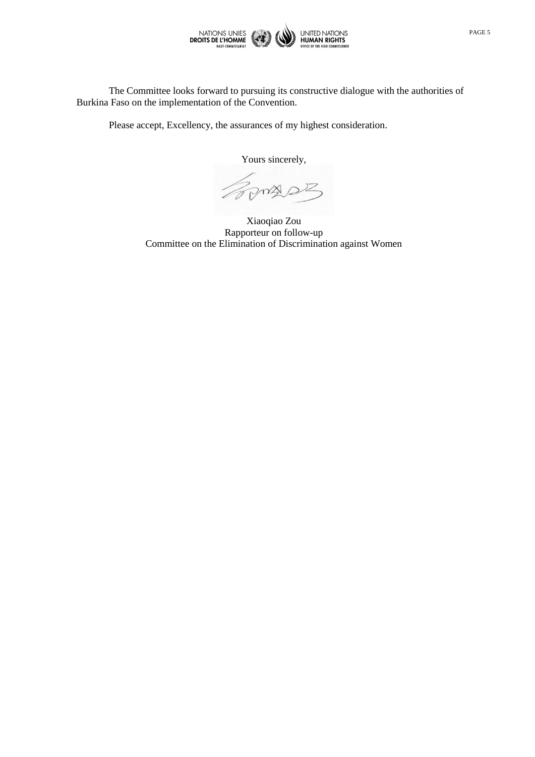The Committee looks forward to pursuing its constructive dialogue with the authorities of Burkina Faso on the implementation of the Convention.

Please accept, Excellency, the assurances of my highest consideration.

Yours sincerely,

Xiaoqiao Zou
Rapporteur on follow-up
Committee on the Elimination of Discrimination against Women